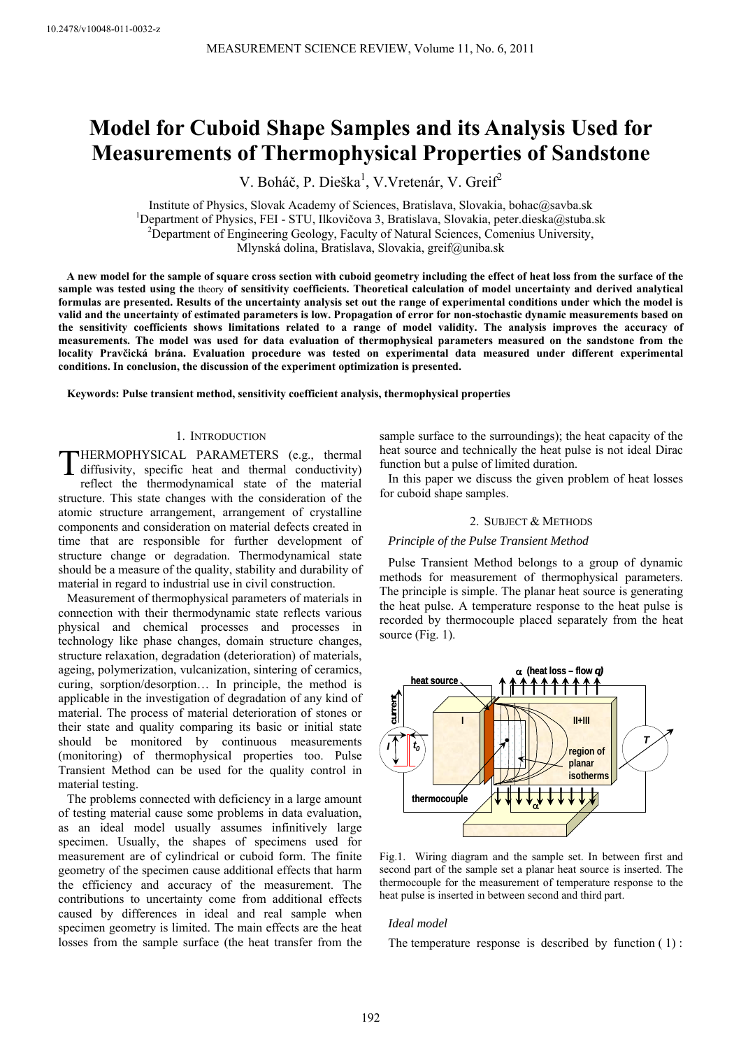10.2478/v10048-011-0032-z

# Model for Cuboid Shape Samples and its Analysis Used for Measurements of Thermophysical Properties of Sandstone

V. Boháč, P. Dieška[1], V.Vretenár, V. Greif[2]

Institute of Physics, Slovak Academy of Sciences, Bratislava, Slovakia, bohac@savba.sk
[1]Department of Physics, FEI - STU, Ilkovičova 3, Bratislava, Slovakia, peter.dieska@stuba.sk
[2]Department of Engineering Geology, Faculty of Natural Sciences, Comenius University, Mlynská dolina, Bratislava, Slovakia, greif@uniba.sk

**A new model for the sample of square cross section with cuboid geometry including the effect of heat loss from the surface of the sample was tested using the theory of sensitivity coefficients. Theoretical calculation of model uncertainty and derived analytical formulas are presented. Results of the uncertainty analysis set out the range of experimental conditions under which the model is valid and the uncertainty of estimated parameters is low. Propagation of error for non-stochastic dynamic measurements based on the sensitivity coefficients shows limitations related to a range of model validity. The analysis improves the accuracy of measurements. The model was used for data evaluation of thermophysical parameters measured on the sandstone from the locality Pravčická brána. Evaluation procedure was tested on experimental data measured under different experimental conditions. In conclusion, the discussion of the experiment optimization is presented.**

**Keywords: Pulse transient method, sensitivity coefficient analysis, thermophysical properties**

## 1. Introduction

THERMOPHYSICAL PARAMETERS (e.g., thermal diffusivity, specific heat and thermal conductivity) reflect the thermodynamical state of the material structure. This state changes with the consideration of the atomic structure arrangement, arrangement of crystalline components and consideration on material defects created in time that are responsible for further development of structure change or degradation. Thermodynamical state should be a measure of the quality, stability and durability of material in regard to industrial use in civil construction.

Measurement of thermophysical parameters of materials in connection with their thermodynamic state reflects various physical and chemical processes and processes in technology like phase changes, domain structure changes, structure relaxation, degradation (deterioration) of materials, ageing, polymerization, vulcanization, sintering of ceramics, curing, sorption/desorption… In principle, the method is applicable in the investigation of degradation of any kind of material. The process of material deterioration of stones or their state and quality comparing its basic or initial state should be monitored by continuous measurements (monitoring) of thermophysical properties too. Pulse Transient Method can be used for the quality control in material testing.

The problems connected with deficiency in a large amount of testing material cause some problems in data evaluation, as an ideal model usually assumes infinitively large specimen. Usually, the shapes of specimens used for measurement are of cylindrical or cuboid form. The finite geometry of the specimen cause additional effects that harm the efficiency and accuracy of the measurement. The contributions to uncertainty come from additional effects caused by differences in ideal and real sample when specimen geometry is limited. The main effects are the heat losses from the sample surface (the heat transfer from the sample surface to the surroundings); the heat capacity of the heat source and technically the heat pulse is not ideal Dirac function but a pulse of limited duration.

In this paper we discuss the given problem of heat losses for cuboid shape samples.

## 2. Subject & Methods

### *Principle of the Pulse Transient Method*

Pulse Transient Method belongs to a group of dynamic methods for measurement of thermophysical parameters. The principle is simple. The planar heat source is generating the heat pulse. A temperature response to the heat pulse is recorded by thermocouple placed separately from the heat source (Fig. 1).

heat source
$\alpha$ (heat loss – flow $q$)
current
I
$t_0$
I
II+III
region of planar isotherms
T
thermocouple
$\alpha$

Fig.1. Wiring diagram and the sample set. In between first and second part of the sample set a planar heat source is inserted. The thermocouple for the measurement of temperature response to the heat pulse is inserted in between second and third part.

### *Ideal model*

The temperature response is described by function ( 1 ) :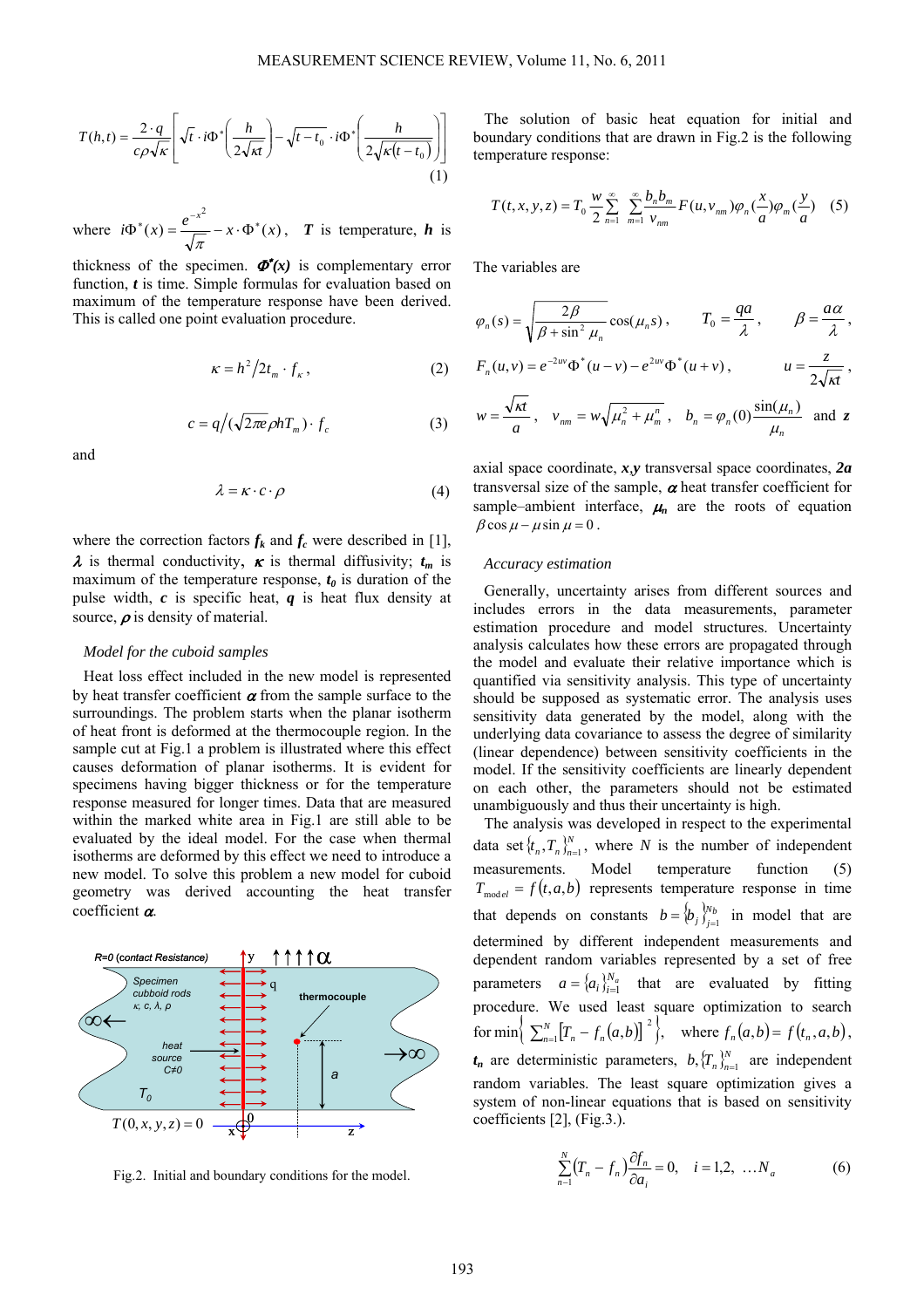$$T(h,t) = \frac{2\cdot q}{c\rho\sqrt{\kappa}}\left[\sqrt{t}\cdot i\Phi^*\left(\frac{h}{2\sqrt{\kappa t}}\right) - \sqrt{t-t_0}\cdot i\Phi^*\left(\frac{h}{2\sqrt{\kappa(t-t_0)}}\right)\right] \tag{1}$$

where $i\Phi^*(x) = \frac{e^{-x^2}}{\sqrt{\pi}} - x\cdot\Phi^*(x)$, $\boldsymbol{T}$ is temperature, $\boldsymbol{h}$ is thickness of the specimen. $\boldsymbol{\Phi^*(x)}$ is complementary error function, $\boldsymbol{t}$ is time. Simple formulas for evaluation based on maximum of the temperature response have been derived. This is called one point evaluation procedure.

$$\kappa = h^2/2t_m\cdot f_\kappa\,, \tag{2}$$

$$c = q/(\sqrt{2\pi e}\rho h T_m)\cdot f_c \tag{3}$$

and

$$\lambda = \kappa\cdot c\cdot\rho \tag{4}$$

where the correction factors $\boldsymbol{f_k}$ and $\boldsymbol{f_c}$ were described in [1], $\boldsymbol{\lambda}$ is thermal conductivity, $\boldsymbol{\kappa}$ is thermal diffusivity; $\boldsymbol{t_m}$ is maximum of the temperature response, $\boldsymbol{t_0}$ is duration of the pulse width, $\boldsymbol{c}$ is specific heat, $\boldsymbol{q}$ is heat flux density at source, $\boldsymbol{\rho}$ is density of material.

### *Model for the cuboid samples*

Heat loss effect included in the new model is represented by heat transfer coefficient $\boldsymbol{\alpha}$ from the sample surface to the surroundings. The problem starts when the planar isotherm of heat front is deformed at the thermocouple region. In the sample cut at Fig.1 a problem is illustrated where this effect causes deformation of planar isotherms. It is evident for specimens having bigger thickness or for the temperature response measured for longer times. Data that are measured within the marked white area in Fig.1 are still able to be evaluated by the ideal model. For the case when thermal isotherms are deformed by this effect we need to introduce a new model. To solve this problem a new model for cuboid geometry was derived accounting the heat transfer coefficient $\boldsymbol{\alpha}$.

Fig.2. Initial and boundary conditions for the model.

The solution of basic heat equation for initial and boundary conditions that are drawn in Fig.2 is the following temperature response:

$$T(t,x,y,z) = T_0\frac{w}{2}\sum_{n=1}^{\infty}\sum_{m=1}^{\infty}\frac{b_n b_m}{v_{nm}}F(u,v_{nm})\varphi_n\left(\frac{x}{a}\right)\varphi_m\left(\frac{y}{a}\right) \tag{5}$$

The variables are

$$\varphi_n(s) = \sqrt{\frac{2\beta}{\beta+\sin^2\mu_n}}\cos(\mu_n s)\,,\qquad T_0 = \frac{qa}{\lambda}\,,\qquad \beta = \frac{a\alpha}{\lambda}\,,$$

$$F_n(u,v) = e^{-2uv}\Phi^*(u-v) - e^{2uv}\Phi^*(u+v)\,,\qquad u = \frac{z}{2\sqrt{\kappa t}}\,,$$

$$w = \frac{\sqrt{\kappa t}}{a}\,,\qquad v_{nm} = w\sqrt{\mu_n^2+\mu_m^n}\,,\qquad b_n = \varphi_n(0)\frac{\sin(\mu_n)}{\mu_n}$$

and $\boldsymbol{z}$ axial space coordinate, $\boldsymbol{x,y}$ transversal space coordinates, $\boldsymbol{2a}$ transversal size of the sample, $\boldsymbol{\alpha}$ heat transfer coefficient for sample–ambient interface, $\boldsymbol{\mu_n}$ are the roots of equation $\beta\cos\mu - \mu\sin\mu = 0$.

### *Accuracy estimation*

Generally, uncertainty arises from different sources and includes errors in the data measurements, parameter estimation procedure and model structures. Uncertainty analysis calculates how these errors are propagated through the model and evaluate their relative importance which is quantified via sensitivity analysis. This type of uncertainty should be supposed as systematic error. The analysis uses sensitivity data generated by the model, along with the underlying data covariance to assess the degree of similarity (linear dependence) between sensitivity coefficients in the model. If the sensitivity coefficients are linearly dependent on each other, the parameters should not be estimated unambiguously and thus their uncertainty is high.

The analysis was developed in respect to the experimental data set $\{t_n, T_n\}_{n=1}^{N}$, where $N$ is the number of independent measurements. Model temperature function (5) $T_{\text{model}} = f(t,a,b)$ represents temperature response in time that depends on constants $b = \{b_j\}_{j=1}^{N_b}$ in model that are determined by different independent measurements and dependent random variables represented by a set of free parameters $a = \{a_i\}_{i=1}^{N_a}$ that are evaluated by fitting procedure. We used least square optimization to search for $\min\left\{\sum_{n=1}^{N}\left[T_n - f_n(a,b)\right]^2\right\}$, where $f_n(a,b) = f(t_n,a,b)$, $\boldsymbol{t_n}$ are deterministic parameters, $b, \{T_n\}_{n=1}^{N}$ are independent random variables. The least square optimization gives a system of non-linear equations that is based on sensitivity coefficients [2], (Fig.3.).

$$\sum_{n=1}^{N}(T_n - f_n)\frac{\partial f_n}{\partial a_i} = 0,\quad i = 1,2,\ \ldots N_a \tag{6}$$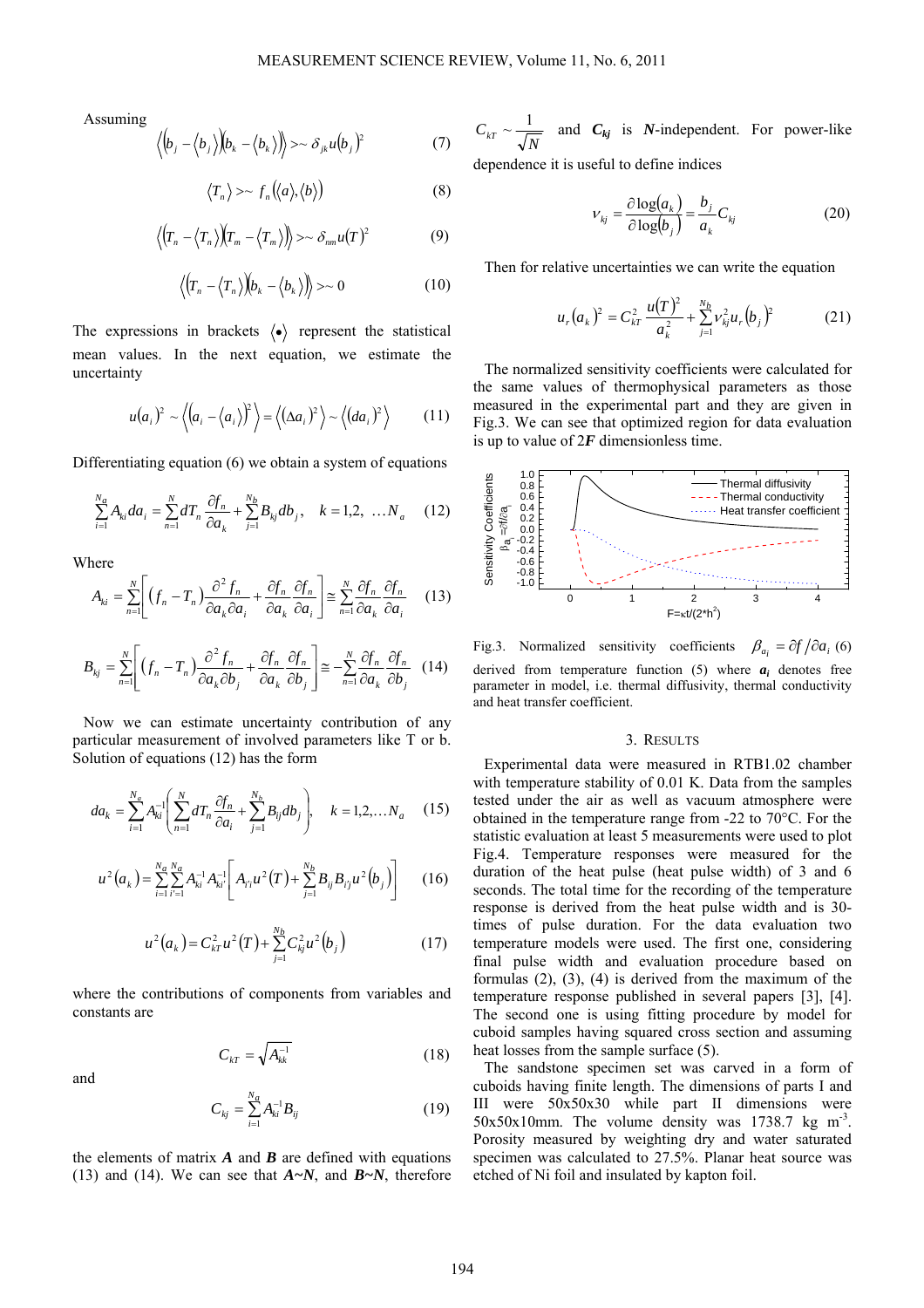Assuming

$$\left\langle \left(b_j - \langle b_j \rangle\right)\left(b_k - \langle b_k \rangle\right)\right\rangle > \sim \delta_{jk} u(b_j)^2 \tag{7}$$

$$\langle T_n \rangle > \sim f_n(\langle a \rangle, \langle b \rangle) \tag{8}$$

$$\left\langle \left(T_n - \langle T_n \rangle\right)\left(T_m - \langle T_m \rangle\right)\right\rangle > \sim \delta_{nm} u(T)^2 \tag{9}$$

$$\left\langle \left(T_n - \langle T_n \rangle\right)\left(b_k - \langle b_k \rangle\right)\right\rangle > \sim 0 \tag{10}$$

The expressions in brackets $\langle \bullet \rangle$ represent the statistical mean values. In the next equation, we estimate the uncertainty

$$u(a_i)^2 \sim \left\langle \left(a_i - \langle a_i \rangle\right)^2 \right\rangle = \left\langle (\Delta a_i)^2 \right\rangle \sim \left\langle (da_i)^2 \right\rangle \tag{11}$$

Differentiating equation (6) we obtain a system of equations

$$\sum_{i=1}^{N_a} A_{ki} da_i = \sum_{n=1}^{N} dT_n \frac{\partial f_n}{\partial a_k} + \sum_{j=1}^{N_b} B_{kj} db_j, \quad k = 1,2, \ \dots N_a \tag{12}$$

Where

$$A_{ki} = \sum_{n=1}^{N} \left[ (f_n - T_n) \frac{\partial^2 f_n}{\partial a_k \partial a_i} + \frac{\partial f_n}{\partial a_k} \frac{\partial f_n}{\partial a_i} \right] \cong \sum_{n=1}^{N} \frac{\partial f_n}{\partial a_k} \frac{\partial f_n}{\partial a_i} \tag{13}$$

$$B_{kj} = \sum_{n=1}^{N} \left[ (f_n - T_n) \frac{\partial^2 f_n}{\partial a_k \partial b_j} + \frac{\partial f_n}{\partial a_k} \frac{\partial f_n}{\partial b_j} \right] \cong -\sum_{n=1}^{N} \frac{\partial f_n}{\partial a_k} \frac{\partial f_n}{\partial b_j} \tag{14}$$

Now we can estimate uncertainty contribution of any particular measurement of involved parameters like T or b. Solution of equations (12) has the form

$$da_k = \sum_{i=1}^{N_a} A_{ki}^{-1} \left( \sum_{n=1}^{N} dT_n \frac{\partial f_n}{\partial a_i} + \sum_{j=1}^{N_b} B_{ij} db_j \right), \quad k = 1,2,\dots N_a \tag{15}$$

$$u^2(a_k) = \sum_{i=1}^{N_a} \sum_{i'=1}^{N_a} A_{ki}^{-1} A_{ki'}^{-1} \left[ A_{i'i} u^2(T) + \sum_{j=1}^{N_b} B_{ij} B_{i'j} u^2(b_j) \right] \tag{16}$$

$$u^2(a_k) = C_{kT}^2 u^2(T) + \sum_{j=1}^{N_b} C_{kj}^2 u^2(b_j) \tag{17}$$

where the contributions of components from variables and constants are

$$C_{kT} = \sqrt{A_{kk}^{-1}} \tag{18}$$

and

$$C_{kj} = \sum_{i=1}^{N_a} A_{ki}^{-1} B_{ij} \tag{19}$$

the elements of matrix ***A*** and ***B*** are defined with equations (13) and (14). We can see that ***A~N***, and ***B~N***, therefore $C_{kT} \sim \frac{1}{\sqrt{N}}$ and $\boldsymbol{C_{kj}}$ is ***N***-independent. For power-like dependence it is useful to define indices

$$\nu_{kj} = \frac{\partial \log(a_k)}{\partial \log(b_j)} = \frac{b_j}{a_k} C_{kj} \tag{20}$$

Then for relative uncertainties we can write the equation

$$u_r(a_k)^2 = C_{kT}^2 \frac{u(T)^2}{a_k^2} + \sum_{j=1}^{N_b} \nu_{kj}^2 u_r(b_j)^2 \tag{21}$$

The normalized sensitivity coefficients were calculated for the same values of thermophysical parameters as those measured in the experimental part and they are given in Fig.3. We can see that optimized region for data evaluation is up to value of 2***F*** dimensionless time.

Fig.3. Normalized sensitivity coefficients $\beta_{a_i} = \partial f / \partial a_i$ (6) derived from temperature function (5) where $\boldsymbol{a_i}$ denotes free parameter in model, i.e. thermal diffusivity, thermal conductivity and heat transfer coefficient.

## 3. Results

Experimental data were measured in RTB1.02 chamber with temperature stability of 0.01 K. Data from the samples tested under the air as well as vacuum atmosphere were obtained in the temperature range from -22 to 70°C. For the statistic evaluation at least 5 measurements were used to plot Fig.4. Temperature responses were measured for the duration of the heat pulse (heat pulse width) of 3 and 6 seconds. The total time for the recording of the temperature response is derived from the heat pulse width and is 30-times of pulse duration. For the data evaluation two temperature models were used. The first one, considering final pulse width and evaluation procedure based on formulas (2), (3), is derived from the maximum of the temperature response published in several papers [3], [4]. The second one is using fitting procedure by model for cuboid samples having squared cross section and assuming heat losses from the sample surface (5).

The sandstone specimen set was carved in a form of cuboids having finite length. The dimensions of parts I and III were 50x50x30 while part II dimensions were 50x50x10mm. The volume density was 1738.7 kg m$^{-3}$. Porosity measured by weighting dry and water saturated specimen was calculated to 27.5%. Planar heat source was etched of Ni foil and insulated by kapton foil.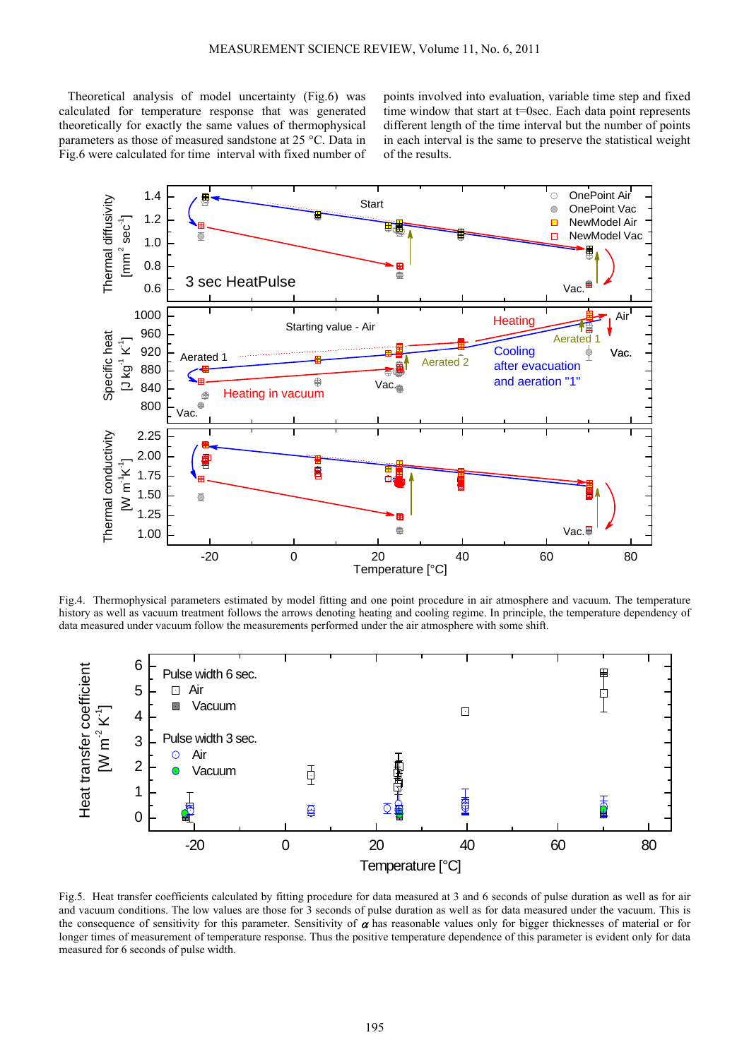Theoretical analysis of model uncertainty (Fig.6) was calculated for temperature response that was generated theoretically for exactly the same values of thermophysical parameters as those of measured sandstone at 25 °C. Data in Fig.6 were calculated for time interval with fixed number of points involved into evaluation, variable time step and fixed time window that start at t=0sec. Each data point represents different length of the time interval but the number of points in each interval is the same to preserve the statistical weight of the results.

Fig.4. Thermophysical parameters estimated by model fitting and one point procedure in air atmosphere and vacuum. The temperature history as well as vacuum treatment follows the arrows denoting heating and cooling regime. In principle, the temperature dependency of data measured under vacuum follow the measurements performed under the air atmosphere with some shift.

Fig.5. Heat transfer coefficients calculated by fitting procedure for data measured at 3 and 6 seconds of pulse duration as well as for air and vacuum conditions. The low values are those for 3 seconds of pulse duration as well as for data measured under the vacuum. This is the consequence of sensitivity for this parameter. Sensitivity of $\alpha$ has reasonable values only for bigger thicknesses of material or for longer times of measurement of temperature response. Thus the positive temperature dependence of this parameter is evident only for data measured for 6 seconds of pulse width.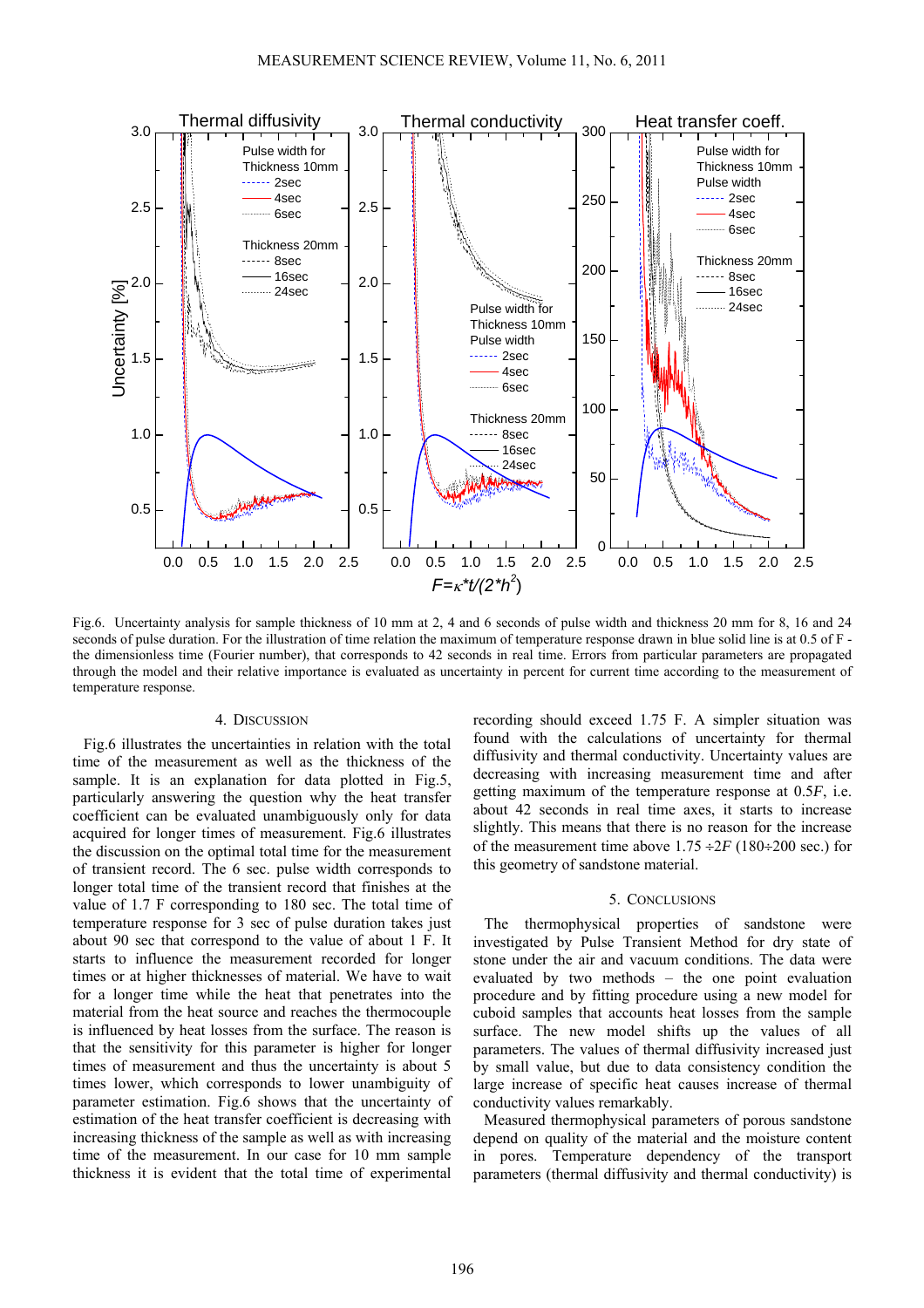Fig.6. Uncertainty analysis for sample thickness of 10 mm at 2, 4 and 6 seconds of pulse width and thickness 20 mm for 8, 16 and 24 seconds of pulse duration. For the illustration of time relation the maximum of temperature response drawn in blue solid line is at 0.5 of F - the dimensionless time (Fourier number), that corresponds to 42 seconds in real time. Errors from particular parameters are propagated through the model and their relative importance is evaluated as uncertainty in percent for current time according to the measurement of temperature response.

## 4. Discussion

Fig.6 illustrates the uncertainties in relation with the total time of the measurement as well as the thickness of the sample. It is an explanation for data plotted in Fig.5, particularly answering the question why the heat transfer coefficient can be evaluated unambiguously only for data acquired for longer times of measurement. Fig.6 illustrates the discussion on the optimal total time for the measurement of transient record. The 6 sec. pulse width corresponds to longer total time of the transient record that finishes at the value of 1.7 F corresponding to 180 sec. The total time of temperature response for 3 sec of pulse duration takes just about 90 sec that correspond to the value of about 1 F. It starts to influence the measurement recorded for longer times or at higher thicknesses of material. We have to wait for a longer time while the heat that penetrates into the material from the heat source and reaches the thermocouple is influenced by heat losses from the surface. The reason is that the sensitivity for this parameter is higher for longer times of measurement and thus the uncertainty is about 5 times lower, which corresponds to lower unambiguity of parameter estimation. Fig.6 shows that the uncertainty of estimation of the heat transfer coefficient is decreasing with increasing thickness of the sample as well as with increasing time of the measurement. In our case for 10 mm sample thickness it is evident that the total time of experimental recording should exceed 1.75 F. A simpler situation was found with the calculations of uncertainty for thermal diffusivity and thermal conductivity. Uncertainty values are decreasing with increasing measurement time and after getting maximum of the temperature response at 0.5*F*, i.e. about 42 seconds in real time axes, it starts to increase slightly. This means that there is no reason for the increase of the measurement time above 1.75 ÷2*F* (180÷200 sec.) for this geometry of sandstone material.

## 5. Conclusions

The thermophysical properties of sandstone were investigated by Pulse Transient Method for dry state of stone under the air and vacuum conditions. The data were evaluated by two methods – the one point evaluation procedure and by fitting procedure using a new model for cuboid samples that accounts heat losses from the sample surface. The new model shifts up the values of all parameters. The values of thermal diffusivity increased just by small value, but due to data consistency condition the large increase of specific heat causes increase of thermal conductivity values remarkably.

Measured thermophysical parameters of porous sandstone depend on quality of the material and the moisture content in pores. Temperature dependency of the transport parameters (thermal diffusivity and thermal conductivity) is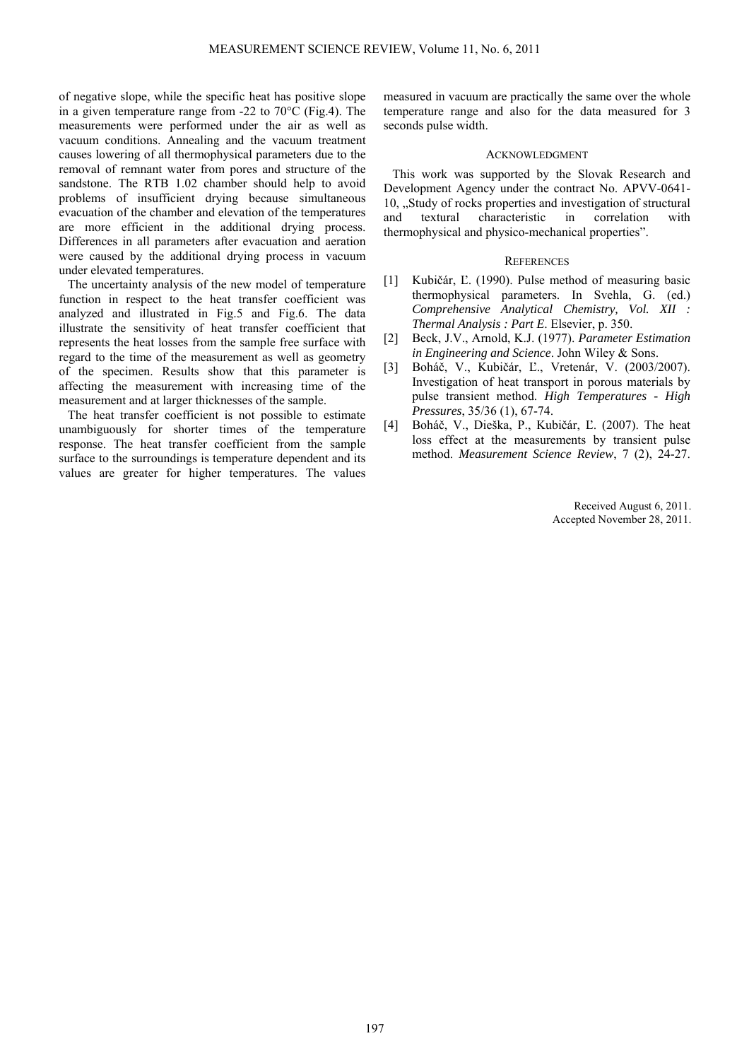of negative slope, while the specific heat has positive slope in a given temperature range from -22 to 70°C (Fig.4). The measurements were performed under the air as well as vacuum conditions. Annealing and the vacuum treatment causes lowering of all thermophysical parameters due to the removal of remnant water from pores and structure of the sandstone. The RTB 1.02 chamber should help to avoid problems of insufficient drying because simultaneous evacuation of the chamber and elevation of the temperatures are more efficient in the additional drying process. Differences in all parameters after evacuation and aeration were caused by the additional drying process in vacuum under elevated temperatures.

The uncertainty analysis of the new model of temperature function in respect to the heat transfer coefficient was analyzed and illustrated in Fig.5 and Fig.6. The data illustrate the sensitivity of heat transfer coefficient that represents the heat losses from the sample free surface with regard to the time of the measurement as well as geometry of the specimen. Results show that this parameter is affecting the measurement with increasing time of the measurement and at larger thicknesses of the sample.

The heat transfer coefficient is not possible to estimate unambiguously for shorter times of the temperature response. The heat transfer coefficient from the sample surface to the surroundings is temperature dependent and its values are greater for higher temperatures. The values measured in vacuum are practically the same over the whole temperature range and also for the data measured for 3 seconds pulse width.

## Acknowledgment

This work was supported by the Slovak Research and Development Agency under the contract No. APVV-0641-10, „Study of rocks properties and investigation of structural and textural characteristic in correlation with thermophysical and physico-mechanical properties".

## References

[1] Kubičár, Ľ. (1990). Pulse method of measuring basic thermophysical parameters. In Svehla, G. (ed.) *Comprehensive Analytical Chemistry, Vol. XII : Thermal Analysis : Part E*. Elsevier, p. 350.

[2] Beck, J.V., Arnold, K.J. (1977). *Parameter Estimation in Engineering and Science*. John Wiley & Sons.

[3] Boháč, V., Kubičár, Ľ., Vretenár, V. (2003/2007). Investigation of heat transport in porous materials by pulse transient method. *High Temperatures - High Pressures*, 35/36 (1), 67-74.

[4] Boháč, V., Dieška, P., Kubičár, Ľ. (2007). The heat loss effect at the measurements by transient pulse method. *Measurement Science Review*, 7 (2), 24-27.

Received August 6, 2011.
Accepted November 28, 2011.